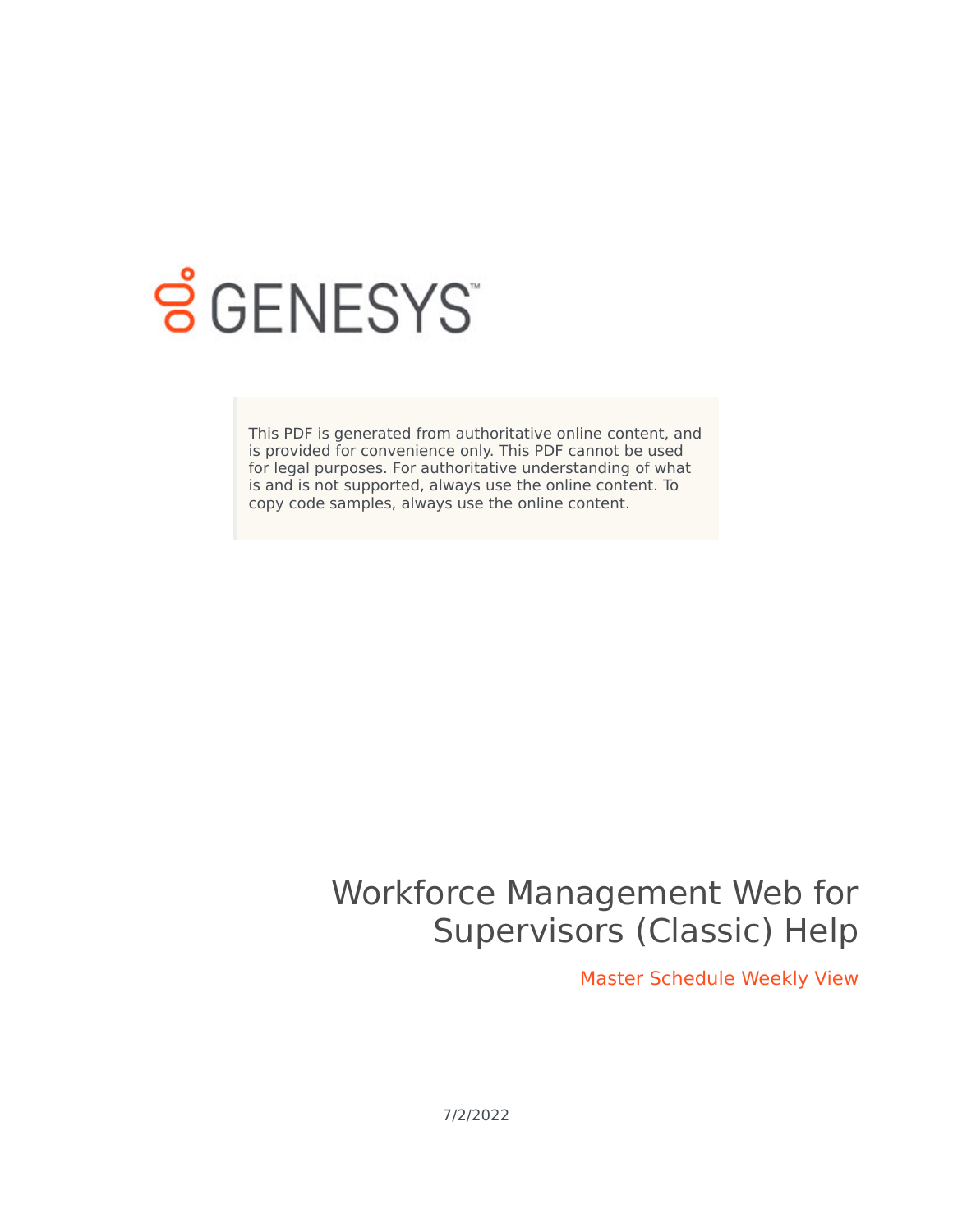GENESYS

This PDF is generated from authoritative online content, and is provided for convenience only. This PDF cannot be used for legal purposes. For authoritative understanding of what is and is not supported, always use the online content. To copy code samples, always use the online content.

# Workforce Management Web for Supervisors (Classic) Help

## Master Schedule Weekly View

7/2/2022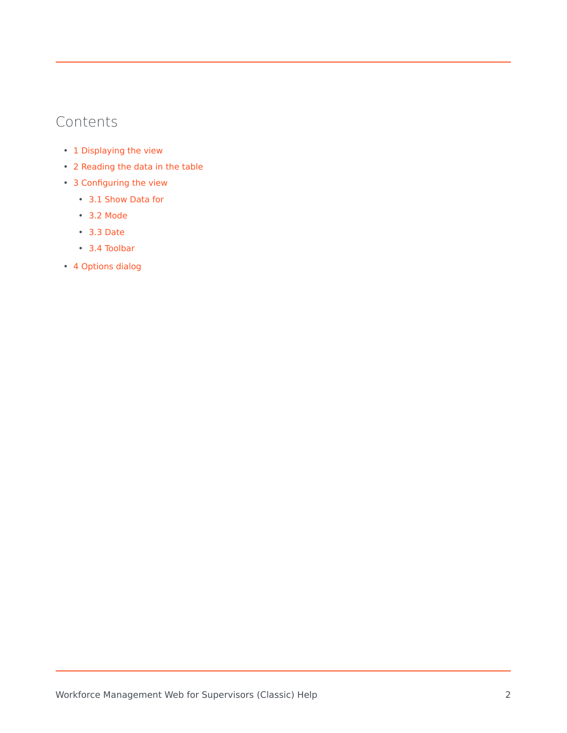## Contents

- 1 Displaying the view
- 2 Reading the data in the table
- 3 Configuring the view
    - 3.1 Show Data for
    - 3.2 Mode
    - 3.3 Date
    - 3.4 Toolbar
- 4 Options dialog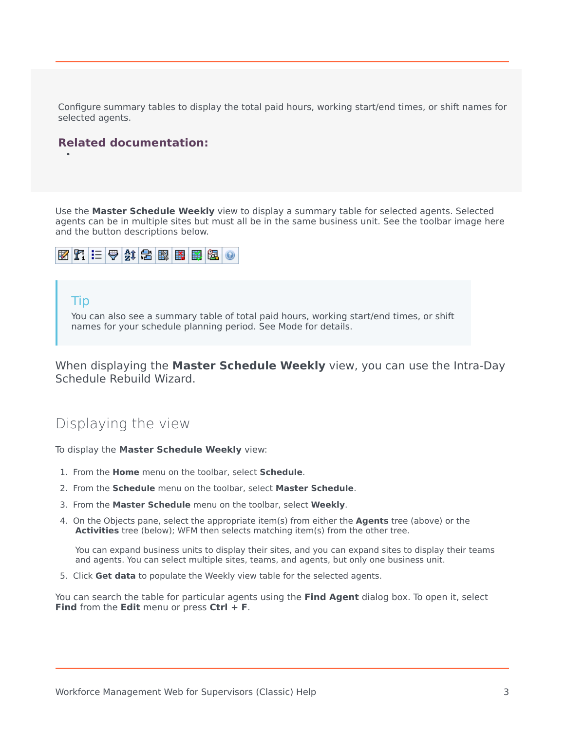Configure summary tables to display the total paid hours, working start/end times, or shift names for selected agents.

**Related documentation:**

- 

Use the **Master Schedule Weekly** view to display a summary table for selected agents. Selected agents can be in multiple sites but must all be in the same business unit. See the toolbar image here and the button descriptions below.

> **Tip**
> You can also see a summary table of total paid hours, working start/end times, or shift names for your schedule planning period. See Mode for details.

When displaying the **Master Schedule Weekly** view, you can use the Intra-Day Schedule Rebuild Wizard.

## Displaying the view

To display the **Master Schedule Weekly** view:

1. From the **Home** menu on the toolbar, select **Schedule**.
2. From the **Schedule** menu on the toolbar, select **Master Schedule**.
3. From the **Master Schedule** menu on the toolbar, select **Weekly**.
4. On the Objects pane, select the appropriate item(s) from either the **Agents** tree (above) or the **Activities** tree (below); WFM then selects matching item(s) from the other tree.

   You can expand business units to display their sites, and you can expand sites to display their teams and agents. You can select multiple sites, teams, and agents, but only one business unit.
5. Click **Get data** to populate the Weekly view table for the selected agents.

You can search the table for particular agents using the **Find Agent** dialog box. To open it, select **Find** from the **Edit** menu or press **Ctrl + F**.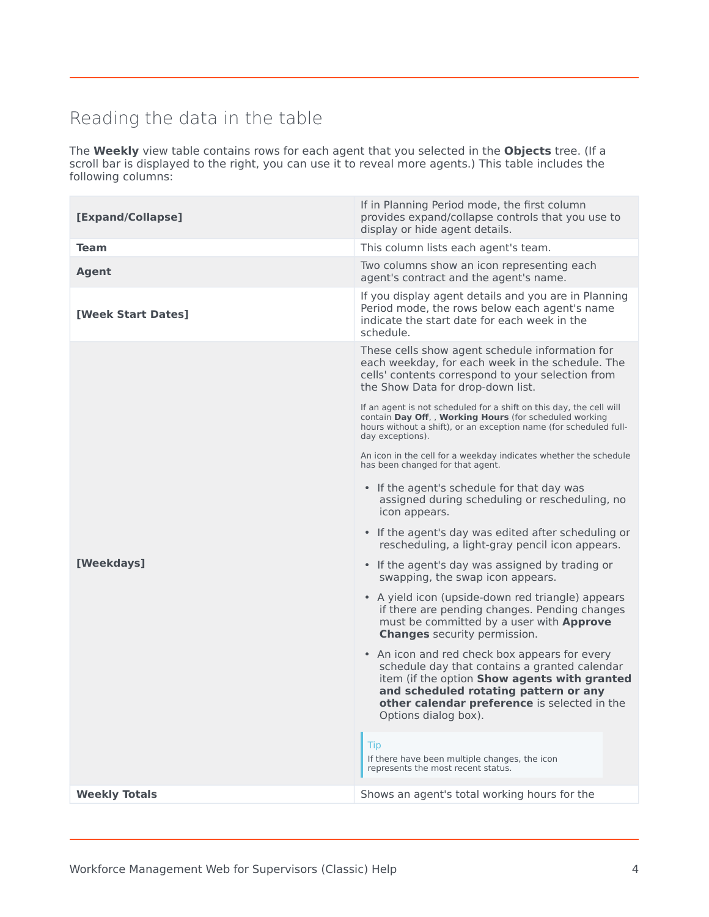## Reading the data in the table

The **Weekly** view table contains rows for each agent that you selected in the **Objects** tree. (If a scroll bar is displayed to the right, you can use it to reveal more agents.) This table includes the following columns:

| | |
|---|---|
| **[Expand/Collapse]** | If in Planning Period mode, the first column provides expand/collapse controls that you use to display or hide agent details. |
| **Team** | This column lists each agent's team. |
| **Agent** | Two columns show an icon representing each agent's contract and the agent's name. |
| **[Week Start Dates]** | If you display agent details and you are in Planning Period mode, the rows below each agent's name indicate the start date for each week in the schedule. |
| **[Weekdays]** | These cells show agent schedule information for each weekday, for each week in the schedule. The cells' contents correspond to your selection from the Show Data for drop-down list.<br><br>If an agent is not scheduled for a shift on this day, the cell will contain **Day Off**, , **Working Hours** (for scheduled working hours without a shift), or an exception name (for scheduled full-day exceptions).<br><br>An icon in the cell for a weekday indicates whether the schedule has been changed for that agent.<br><br>• If the agent's schedule for that day was assigned during scheduling or rescheduling, no icon appears.<br>• If the agent's day was edited after scheduling or rescheduling, a light-gray pencil icon appears.<br>• If the agent's day was assigned by trading or swapping, the swap icon appears.<br>• A yield icon (upside-down red triangle) appears if there are pending changes. Pending changes must be committed by a user with **Approve Changes** security permission.<br>• An icon and red check box appears for every schedule day that contains a granted calendar item (if the option **Show agents with granted and scheduled rotating pattern or any other calendar preference** is selected in the Options dialog box).<br><br>Tip<br>If there have been multiple changes, the icon represents the most recent status. |
| **Weekly Totals** | Shows an agent's total working hours for the |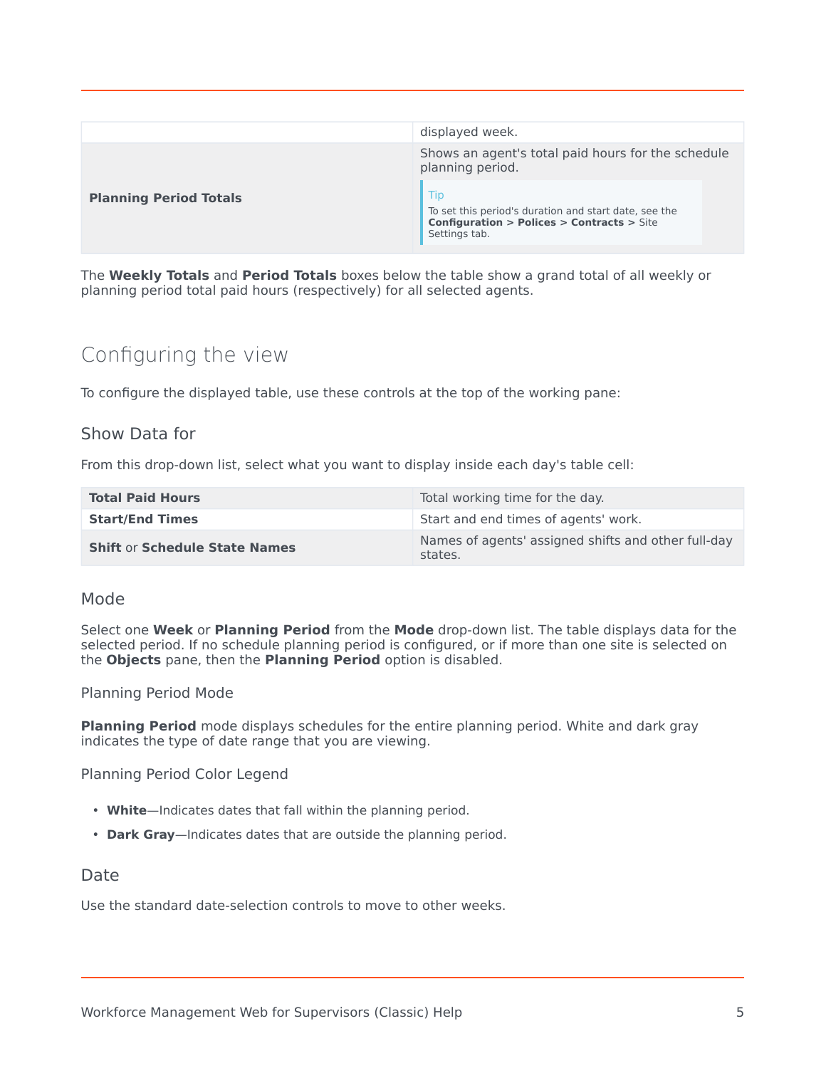|  |  |
|---|---|
|  | displayed week. |
| **Planning Period Totals** | Shows an agent's total paid hours for the schedule planning period.<br><br>Tip<br>To set this period's duration and start date, see the **Configuration > Polices > Contracts >** Site Settings tab. |

The **Weekly Totals** and **Period Totals** boxes below the table show a grand total of all weekly or planning period total paid hours (respectively) for all selected agents.

## Configuring the view

To configure the displayed table, use these controls at the top of the working pane:

### Show Data for

From this drop-down list, select what you want to display inside each day's table cell:

|  |  |
|---|---|
| **Total Paid Hours** | Total working time for the day. |
| **Start/End Times** | Start and end times of agents' work. |
| **Shift** or **Schedule State Names** | Names of agents' assigned shifts and other full-day states. |

### Mode

Select one **Week** or **Planning Period** from the **Mode** drop-down list. The table displays data for the selected period. If no schedule planning period is configured, or if more than one site is selected on the **Objects** pane, then the **Planning Period** option is disabled.

#### Planning Period Mode

**Planning Period** mode displays schedules for the entire planning period. White and dark gray indicates the type of date range that you are viewing.

#### Planning Period Color Legend

- **White**—Indicates dates that fall within the planning period.
- **Dark Gray**—Indicates dates that are outside the planning period.

### Date

Use the standard date-selection controls to move to other weeks.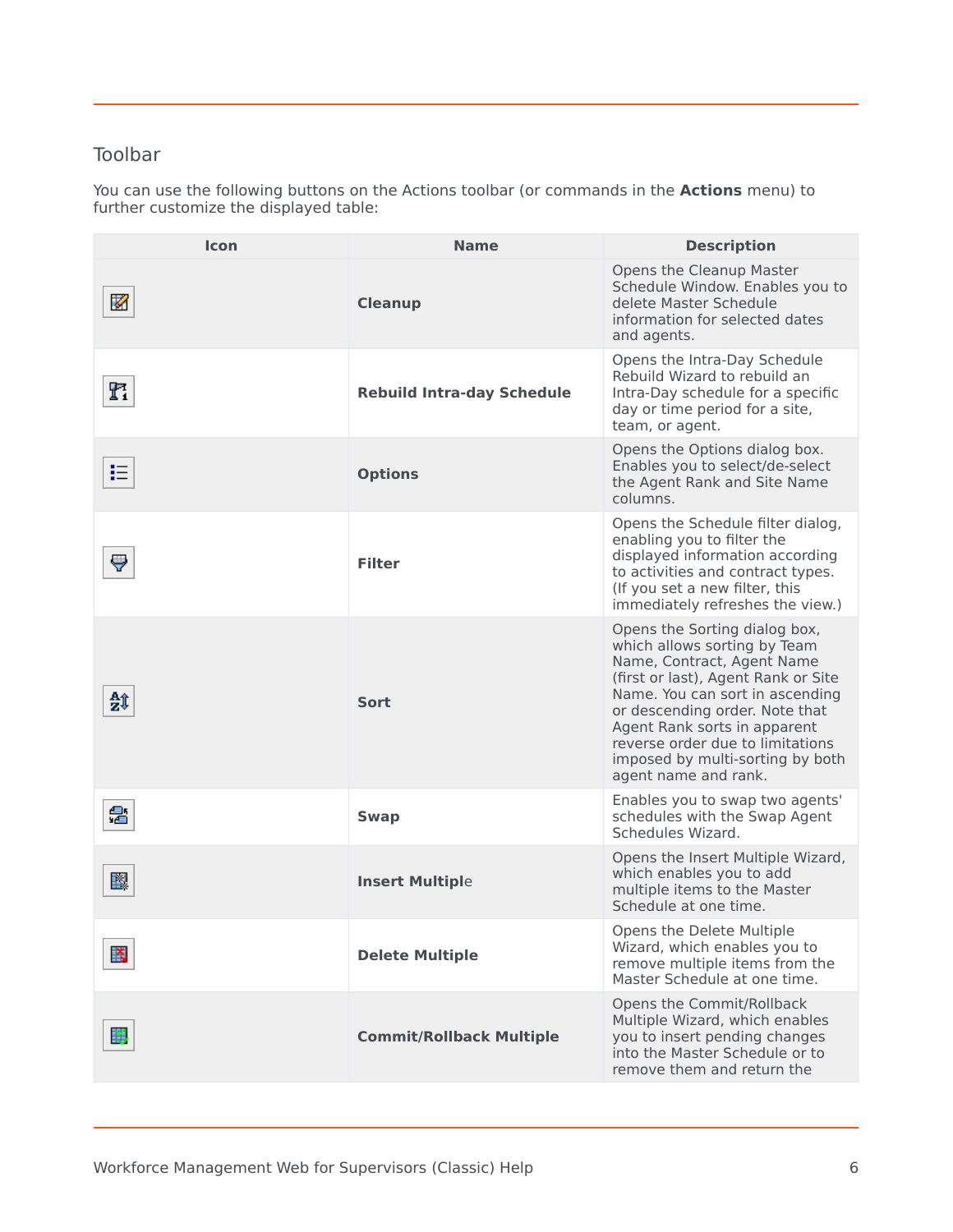## Toolbar

You can use the following buttons on the Actions toolbar (or commands in the **Actions** menu) to further customize the displayed table:

| Icon | Name | Description |
|---|---|---|
| | **Cleanup** | Opens the Cleanup Master Schedule Window. Enables you to delete Master Schedule information for selected dates and agents. |
| | **Rebuild Intra-day Schedule** | Opens the Intra-Day Schedule Rebuild Wizard to rebuild an Intra-Day schedule for a specific day or time period for a site, team, or agent. |
| | **Options** | Opens the Options dialog box. Enables you to select/de-select the Agent Rank and Site Name columns. |
| | **Filter** | Opens the Schedule filter dialog, enabling you to filter the displayed information according to activities and contract types. (If you set a new filter, this immediately refreshes the view.) |
| | **Sort** | Opens the Sorting dialog box, which allows sorting by Team Name, Contract, Agent Name (first or last), Agent Rank or Site Name. You can sort in ascending or descending order. Note that Agent Rank sorts in apparent reverse order due to limitations imposed by multi-sorting by both agent name and rank. |
| | **Swap** | Enables you to swap two agents' schedules with the Swap Agent Schedules Wizard. |
| | **Insert Multiple** | Opens the Insert Multiple Wizard, which enables you to add multiple items to the Master Schedule at one time. |
| | **Delete Multiple** | Opens the Delete Multiple Wizard, which enables you to remove multiple items from the Master Schedule at one time. |
| | **Commit/Rollback Multiple** | Opens the Commit/Rollback Multiple Wizard, which enables you to insert pending changes into the Master Schedule or to remove them and return the |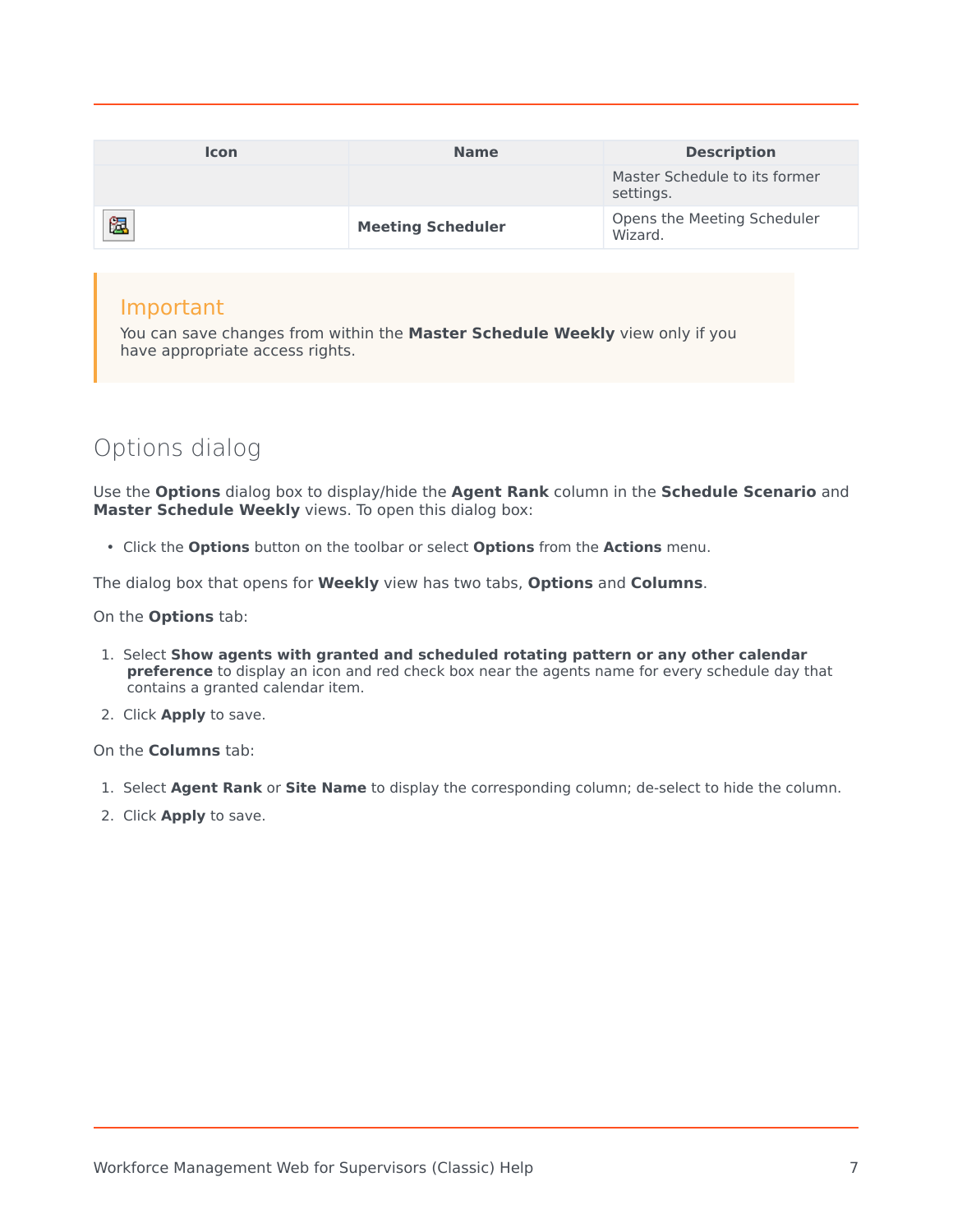| Icon | Name | Description |
|---|---|---|
| | | Master Schedule to its former settings. |
| | **Meeting Scheduler** | Opens the Meeting Scheduler Wizard. |

> **Important**
> You can save changes from within the **Master Schedule Weekly** view only if you have appropriate access rights.

## Options dialog

Use the **Options** dialog box to display/hide the **Agent Rank** column in the **Schedule Scenario** and **Master Schedule Weekly** views. To open this dialog box:

- Click the **Options** button on the toolbar or select **Options** from the **Actions** menu.

The dialog box that opens for **Weekly** view has two tabs, **Options** and **Columns**.

On the **Options** tab:

1. Select **Show agents with granted and scheduled rotating pattern or any other calendar preference** to display an icon and red check box near the agents name for every schedule day that contains a granted calendar item.
2. Click **Apply** to save.

On the **Columns** tab:

1. Select **Agent Rank** or **Site Name** to display the corresponding column; de-select to hide the column.
2. Click **Apply** to save.